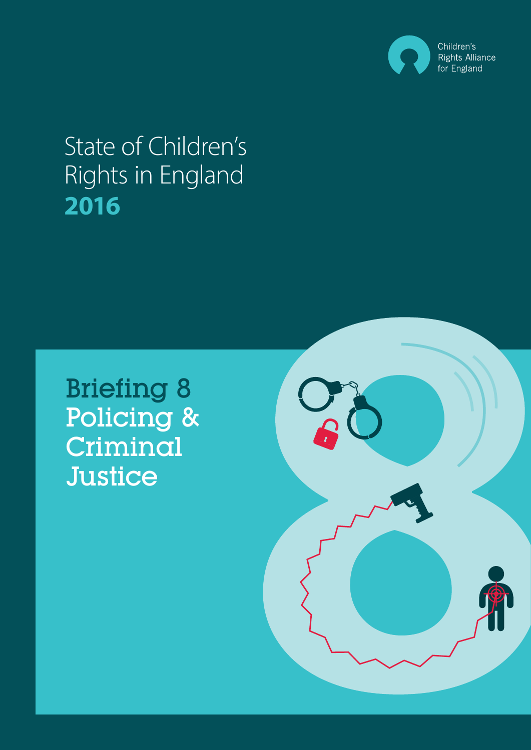Children's Rights Alliance for England

# State of Children's Rights in England 2016

## Briefing 8 Policing & Criminal Justice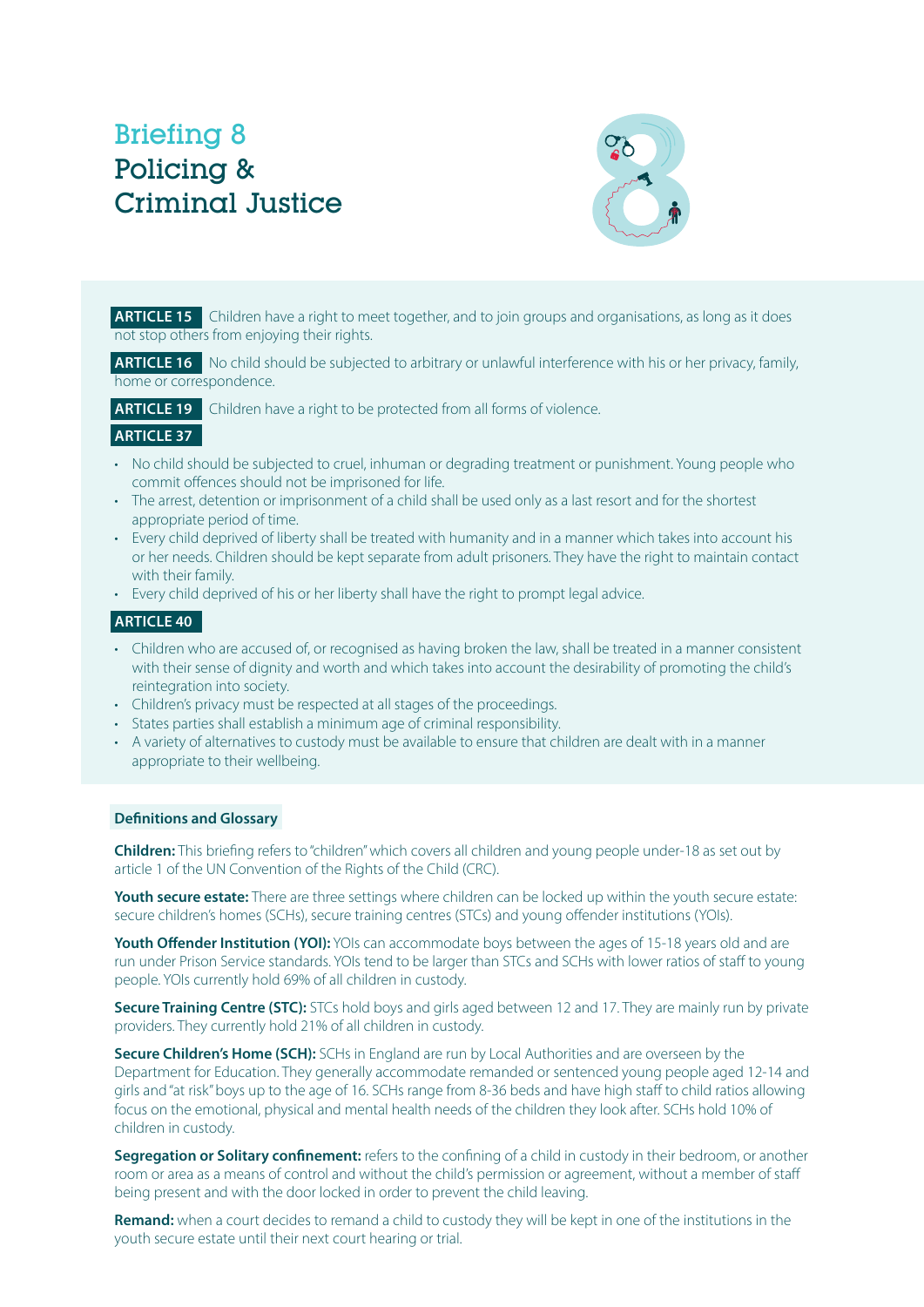# Briefing 8
## Policing & Criminal Justice

**ARTICLE 15** Children have a right to meet together, and to join groups and organisations, as long as it does not stop others from enjoying their rights.

**ARTICLE 16** No child should be subjected to arbitrary or unlawful interference with his or her privacy, family, home or correspondence.

**ARTICLE 19** Children have a right to be protected from all forms of violence.

**ARTICLE 37**

- No child should be subjected to cruel, inhuman or degrading treatment or punishment. Young people who commit offences should not be imprisoned for life.
- The arrest, detention or imprisonment of a child shall be used only as a last resort and for the shortest appropriate period of time.
- Every child deprived of liberty shall be treated with humanity and in a manner which takes into account his or her needs. Children should be kept separate from adult prisoners. They have the right to maintain contact with their family.
- Every child deprived of his or her liberty shall have the right to prompt legal advice.

**ARTICLE 40**

- Children who are accused of, or recognised as having broken the law, shall be treated in a manner consistent with their sense of dignity and worth and which takes into account the desirability of promoting the child's reintegration into society.
- Children's privacy must be respected at all stages of the proceedings.
- States parties shall establish a minimum age of criminal responsibility.
- A variety of alternatives to custody must be available to ensure that children are dealt with in a manner appropriate to their wellbeing.

### Definitions and Glossary

**Children:** This briefing refers to "children" which covers all children and young people under-18 as set out by article 1 of the UN Convention of the Rights of the Child (CRC).

**Youth secure estate:** There are three settings where children can be locked up within the youth secure estate: secure children's homes (SCHs), secure training centres (STCs) and young offender institutions (YOIs).

**Youth Offender Institution (YOI):** YOIs can accommodate boys between the ages of 15-18 years old and are run under Prison Service standards. YOIs tend to be larger than STCs and SCHs with lower ratios of staff to young people. YOIs currently hold 69% of all children in custody.

**Secure Training Centre (STC):** STCs hold boys and girls aged between 12 and 17. They are mainly run by private providers. They currently hold 21% of all children in custody.

**Secure Children's Home (SCH):** SCHs in England are run by Local Authorities and are overseen by the Department for Education. They generally accommodate remanded or sentenced young people aged 12-14 and girls and "at risk" boys up to the age of 16. SCHs range from 8-36 beds and have high staff to child ratios allowing focus on the emotional, physical and mental health needs of the children they look after. SCHs hold 10% of children in custody.

**Segregation or Solitary confinement:** refers to the confining of a child in custody in their bedroom, or another room or area as a means of control and without the child's permission or agreement, without a member of staff being present and with the door locked in order to prevent the child leaving.

**Remand:** when a court decides to remand a child to custody they will be kept in one of the institutions in the youth secure estate until their next court hearing or trial.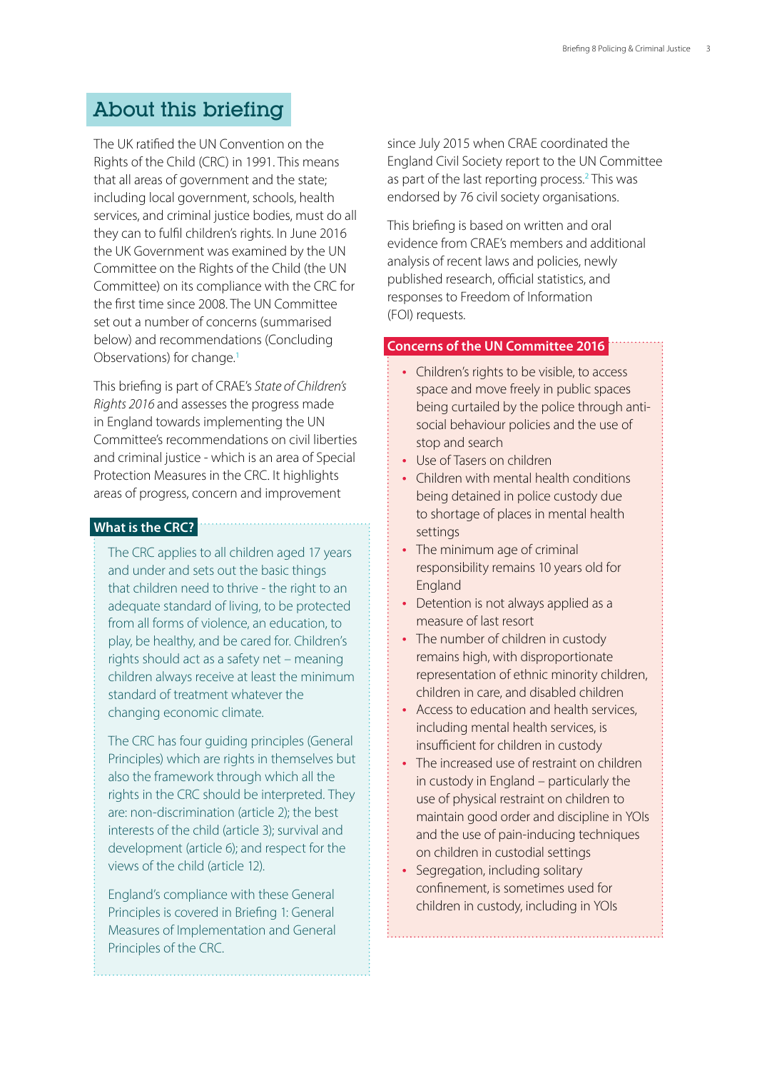## About this briefing

The UK ratified the UN Convention on the Rights of the Child (CRC) in 1991. This means that all areas of government and the state; including local government, schools, health services, and criminal justice bodies, must do all they can to fulfil children's rights. In June 2016 the UK Government was examined by the UN Committee on the Rights of the Child (the UN Committee) on its compliance with the CRC for the first time since 2008. The UN Committee set out a number of concerns (summarised below) and recommendations (Concluding Observations) for change.[1]

This briefing is part of CRAE's *State of Children's Rights 2016* and assesses the progress made in England towards implementing the UN Committee's recommendations on civil liberties and criminal justice - which is an area of Special Protection Measures in the CRC. It highlights areas of progress, concern and improvement since July 2015 when CRAE coordinated the England Civil Society report to the UN Committee as part of the last reporting process.[2] This was endorsed by 76 civil society organisations.

This briefing is based on written and oral evidence from CRAE's members and additional analysis of recent laws and policies, newly published research, official statistics, and responses to Freedom of Information (FOI) requests.

### What is the CRC?

The CRC applies to all children aged 17 years and under and sets out the basic things that children need to thrive - the right to an adequate standard of living, to be protected from all forms of violence, an education, to play, be healthy, and be cared for. Children's rights should act as a safety net – meaning children always receive at least the minimum standard of treatment whatever the changing economic climate.

The CRC has four guiding principles (General Principles) which are rights in themselves but also the framework through which all the rights in the CRC should be interpreted. They are: non-discrimination (article 2); the best interests of the child (article 3); survival and development (article 6); and respect for the views of the child (article 12).

England's compliance with these General Principles is covered in Briefing 1: General Measures of Implementation and General Principles of the CRC.

### Concerns of the UN Committee 2016

- Children's rights to be visible, to access space and move freely in public spaces being curtailed by the police through anti-social behaviour policies and the use of stop and search
- Use of Tasers on children
- Children with mental health conditions being detained in police custody due to shortage of places in mental health settings
- The minimum age of criminal responsibility remains 10 years old for England
- Detention is not always applied as a measure of last resort
- The number of children in custody remains high, with disproportionate representation of ethnic minority children, children in care, and disabled children
- Access to education and health services, including mental health services, is insufficient for children in custody
- The increased use of restraint on children in custody in England – particularly the use of physical restraint on children to maintain good order and discipline in YOIs and the use of pain-inducing techniques on children in custodial settings
- Segregation, including solitary confinement, is sometimes used for children in custody, including in YOIs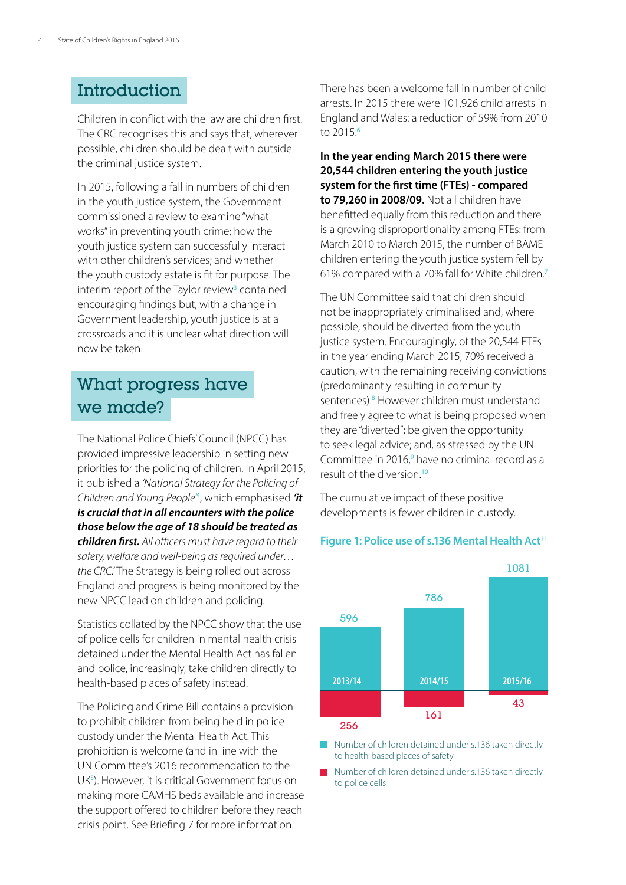## Introduction

Children in conflict with the law are children first. The CRC recognises this and says that, wherever possible, children should be dealt with outside the criminal justice system.

In 2015, following a fall in numbers of children in the youth justice system, the Government commissioned a review to examine "what works" in preventing youth crime; how the youth justice system can successfully interact with other children's services; and whether the youth custody estate is fit for purpose. The interim report of the Taylor review[3] contained encouraging findings but, with a change in Government leadership, youth justice is at a crossroads and it is unclear what direction will now be taken.

## What progress have we made?

The National Police Chiefs' Council (NPCC) has provided impressive leadership in setting new priorities for the policing of children. In April 2015, it published a *'National Strategy for the Policing of Children and Young People'*[4], which emphasised ***'it is crucial that in all encounters with the police those below the age of 18 should be treated as children first.*** *All officers must have regard to their safety, welfare and well-being as required under… the CRC.'* The Strategy is being rolled out across England and progress is being monitored by the new NPCC lead on children and policing.

Statistics collated by the NPCC show that the use of police cells for children in mental health crisis detained under the Mental Health Act has fallen and police, increasingly, take children directly to health-based places of safety instead.

The Policing and Crime Bill contains a provision to prohibit children from being held in police custody under the Mental Health Act. This prohibition is welcome (and in line with the UN Committee's 2016 recommendation to the UK[5]). However, it is critical Government focus on making more CAMHS beds available and increase the support offered to children before they reach crisis point. See Briefing 7 for more information.

There has been a welcome fall in number of child arrests. In 2015 there were 101,926 child arrests in England and Wales: a reduction of 59% from 2010 to 2015.[6]

**In the year ending March 2015 there were 20,544 children entering the youth justice system for the first time (FTEs) - compared to 79,260 in 2008/09.** Not all children have benefitted equally from this reduction and there is a growing disproportionality among FTEs: from March 2010 to March 2015, the number of BAME children entering the youth justice system fell by 61% compared with a 70% fall for White children.[7]

The UN Committee said that children should not be inappropriately criminalised and, where possible, should be diverted from the youth justice system. Encouragingly, of the 20,544 FTEs in the year ending March 2015, 70% received a caution, with the remaining receiving convictions (predominantly resulting in community sentences).[8] However children must understand and freely agree to what is being proposed when they are "diverted"; be given the opportunity to seek legal advice; and, as stressed by the UN Committee in 2016,[9] have no criminal record as a result of the diversion.[10]

The cumulative impact of these positive developments is fewer children in custody.

**Figure 1: Police use of s.136 Mental Health Act**[11]

| Year | Number of children detained under s.136 taken directly to health-based places of safety | Number of children detained under s.136 taken directly to police cells |
|---|---|---|
| 2013/14 | 596 | 256 |
| 2014/15 | 786 | 161 |
| 2015/16 | 1081 | 43 |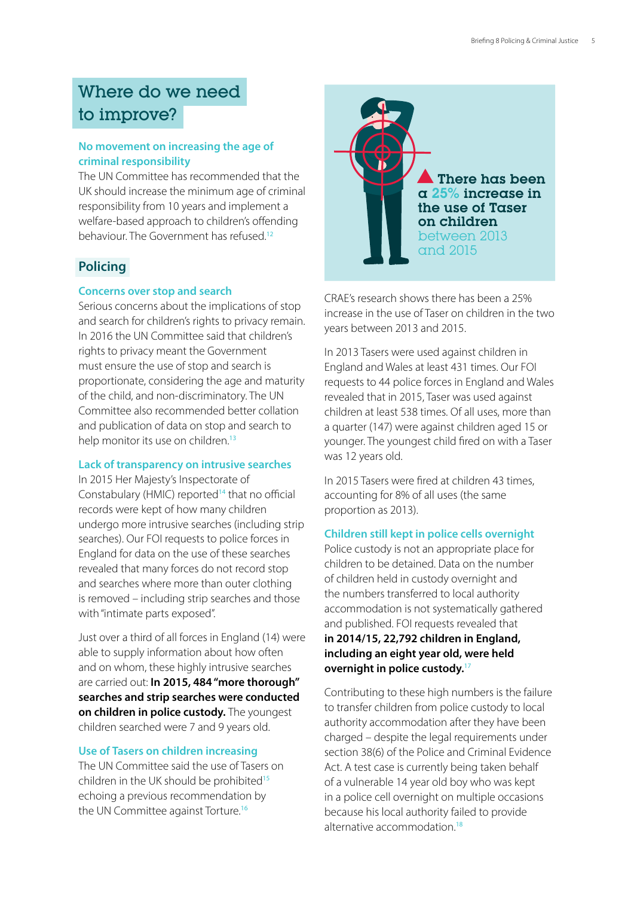## Where do we need to improve?

### No movement on increasing the age of criminal responsibility

The UN Committee has recommended that the UK should increase the minimum age of criminal responsibility from 10 years and implement a welfare-based approach to children's offending behaviour. The Government has refused.[12]

## Policing

### Concerns over stop and search

Serious concerns about the implications of stop and search for children's rights to privacy remain. In 2016 the UN Committee said that children's rights to privacy meant the Government must ensure the use of stop and search is proportionate, considering the age and maturity of the child, and non-discriminatory. The UN Committee also recommended better collation and publication of data on stop and search to help monitor its use on children.[13]

### Lack of transparency on intrusive searches

In 2015 Her Majesty's Inspectorate of Constabulary (HMIC) reported[14] that no official records were kept of how many children undergo more intrusive searches (including strip searches). Our FOI requests to police forces in England for data on the use of these searches revealed that many forces do not record stop and searches where more than outer clothing is removed – including strip searches and those with "intimate parts exposed".

Just over a third of all forces in England (14) were able to supply information about how often and on whom, these highly intrusive searches are carried out: **In 2015, 484 "more thorough" searches and strip searches were conducted on children in police custody.** The youngest children searched were 7 and 9 years old.

### Use of Tasers on children increasing

The UN Committee said the use of Tasers on children in the UK should be prohibited[15] echoing a previous recommendation by the UN Committee against Torture.[16]

**There has been a 25% increase in the use of Taser on children** between 2013 and 2015

CRAE's research shows there has been a 25% increase in the use of Taser on children in the two years between 2013 and 2015.

In 2013 Tasers were used against children in England and Wales at least 431 times. Our FOI requests to 44 police forces in England and Wales revealed that in 2015, Taser was used against children at least 538 times. Of all uses, more than a quarter (147) were against children aged 15 or younger. The youngest child fired on with a Taser was 12 years old.

In 2015 Tasers were fired at children 43 times, accounting for 8% of all uses (the same proportion as 2013).

### Children still kept in police cells overnight

Police custody is not an appropriate place for children to be detained. Data on the number of children held in custody overnight and the numbers transferred to local authority accommodation is not systematically gathered and published. FOI requests revealed that **in 2014/15, 22,792 children in England, including an eight year old, were held overnight in police custody.**[17]

Contributing to these high numbers is the failure to transfer children from police custody to local authority accommodation after they have been charged – despite the legal requirements under section 38(6) of the Police and Criminal Evidence Act. A test case is currently being taken behalf of a vulnerable 14 year old boy who was kept in a police cell overnight on multiple occasions because his local authority failed to provide alternative accommodation.[18]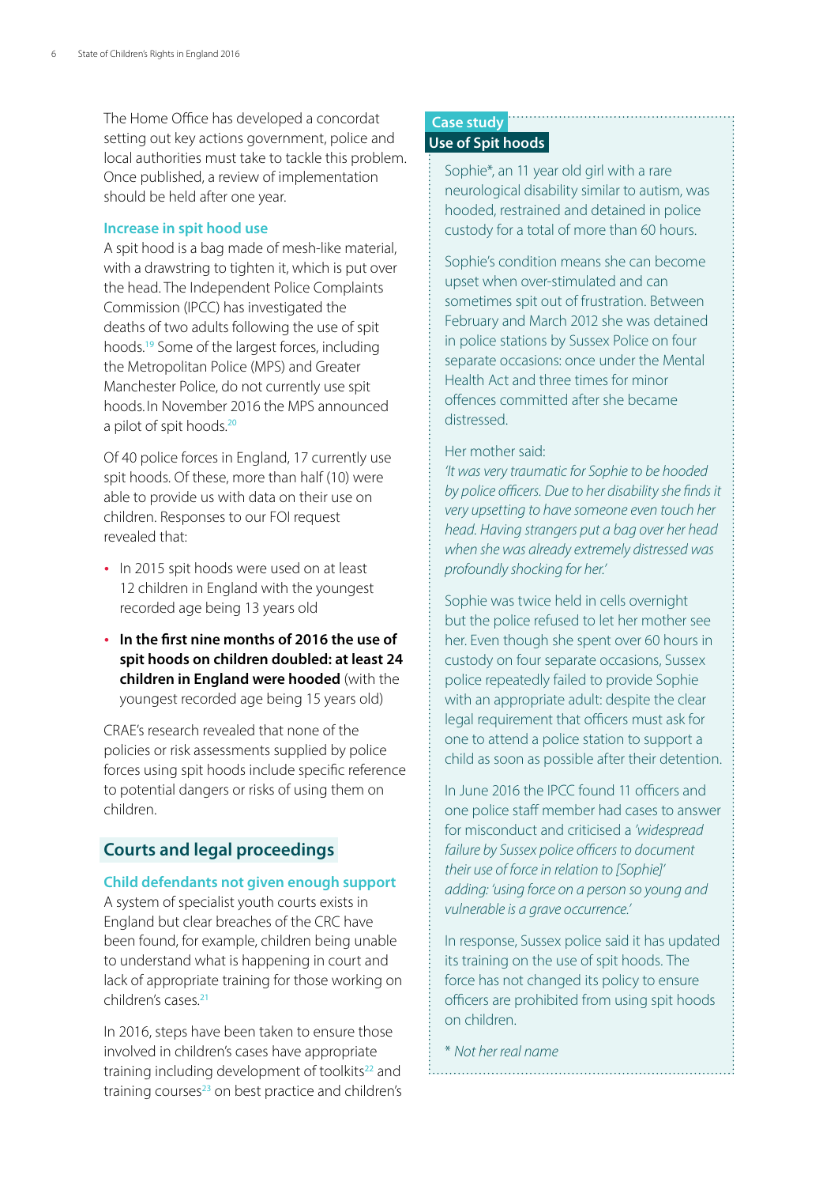The Home Office has developed a concordat setting out key actions government, police and local authorities must take to tackle this problem. Once published, a review of implementation should be held after one year.

### Increase in spit hood use

A spit hood is a bag made of mesh-like material, with a drawstring to tighten it, which is put over the head. The Independent Police Complaints Commission (IPCC) has investigated the deaths of two adults following the use of spit hoods.[19] Some of the largest forces, including the Metropolitan Police (MPS) and Greater Manchester Police, do not currently use spit hoods. In November 2016 the MPS announced a pilot of spit hoods.[20]

Of 40 police forces in England, 17 currently use spit hoods. Of these, more than half (10) were able to provide us with data on their use on children. Responses to our FOI request revealed that:

- In 2015 spit hoods were used on at least 12 children in England with the youngest recorded age being 13 years old
- **In the first nine months of 2016 the use of spit hoods on children doubled: at least 24 children in England were hooded** (with the youngest recorded age being 15 years old)

CRAE's research revealed that none of the policies or risk assessments supplied by police forces using spit hoods include specific reference to potential dangers or risks of using them on children.

## Courts and legal proceedings

### Child defendants not given enough support

A system of specialist youth courts exists in England but clear breaches of the CRC have been found, for example, children being unable to understand what is happening in court and lack of appropriate training for those working on children's cases.[21]

In 2016, steps have been taken to ensure those involved in children's cases have appropriate training including development of toolkits[22] and training courses[23] on best practice and children's

### Case study
### Use of Spit hoods

Sophie*, an 11 year old girl with a rare neurological disability similar to autism, was hooded, restrained and detained in police custody for a total of more than 60 hours.

Sophie's condition means she can become upset when over-stimulated and can sometimes spit out of frustration. Between February and March 2012 she was detained in police stations by Sussex Police on four separate occasions: once under the Mental Health Act and three times for minor offences committed after she became distressed.

Her mother said:
*'It was very traumatic for Sophie to be hooded by police officers. Due to her disability she finds it very upsetting to have someone even touch her head. Having strangers put a bag over her head when she was already extremely distressed was profoundly shocking for her.'*

Sophie was twice held in cells overnight but the police refused to let her mother see her. Even though she spent over 60 hours in custody on four separate occasions, Sussex police repeatedly failed to provide Sophie with an appropriate adult: despite the clear legal requirement that officers must ask for one to attend a police station to support a child as soon as possible after their detention.

In June 2016 the IPCC found 11 officers and one police staff member had cases to answer for misconduct and criticised a *'widespread failure by Sussex police officers to document their use of force in relation to [Sophie]'* adding: *'using force on a person so young and vulnerable is a grave occurrence.'*

In response, Sussex police said it has updated its training on the use of spit hoods. The force has not changed its policy to ensure officers are prohibited from using spit hoods on children.

*\* Not her real name*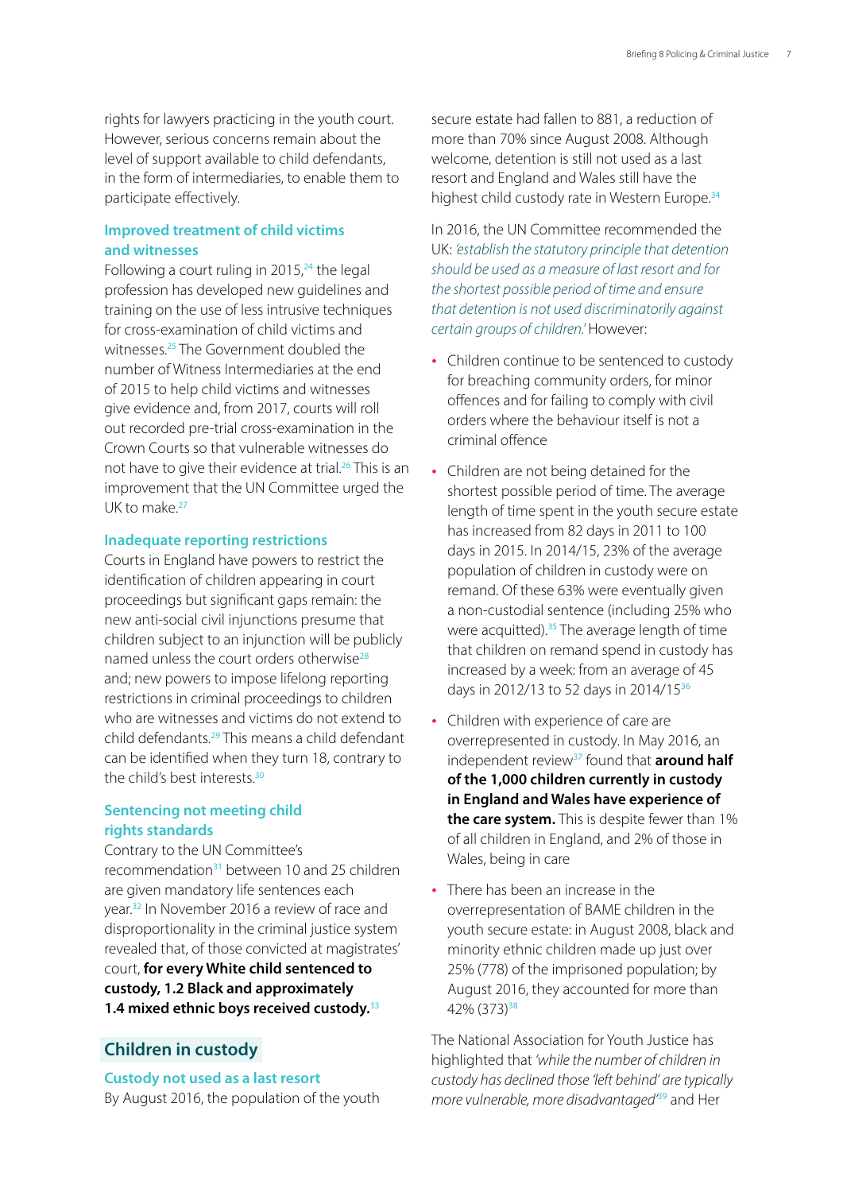rights for lawyers practicing in the youth court. However, serious concerns remain about the level of support available to child defendants, in the form of intermediaries, to enable them to participate effectively.

### Improved treatment of child victims and witnesses

Following a court ruling in 2015,[24] the legal profession has developed new guidelines and training on the use of less intrusive techniques for cross-examination of child victims and witnesses.[25] The Government doubled the number of Witness Intermediaries at the end of 2015 to help child victims and witnesses give evidence and, from 2017, courts will roll out recorded pre-trial cross-examination in the Crown Courts so that vulnerable witnesses do not have to give their evidence at trial.[26] This is an improvement that the UN Committee urged the UK to make.[27]

### Inadequate reporting restrictions

Courts in England have powers to restrict the identification of children appearing in court proceedings but significant gaps remain: the new anti-social civil injunctions presume that children subject to an injunction will be publicly named unless the court orders otherwise[28] and; new powers to impose lifelong reporting restrictions in criminal proceedings to children who are witnesses and victims do not extend to child defendants.[29] This means a child defendant can be identified when they turn 18, contrary to the child's best interests.[30]

### Sentencing not meeting child rights standards

Contrary to the UN Committee's recommendation[31] between 10 and 25 children are given mandatory life sentences each year.[32] In November 2016 a review of race and disproportionality in the criminal justice system revealed that, of those convicted at magistrates' court, **for every White child sentenced to custody, 1.2 Black and approximately 1.4 mixed ethnic boys received custody.**[33]

## Children in custody

### Custody not used as a last resort

By August 2016, the population of the youth secure estate had fallen to 881, a reduction of more than 70% since August 2008. Although welcome, detention is still not used as a last resort and England and Wales still have the highest child custody rate in Western Europe.[34]

In 2016, the UN Committee recommended the UK: *'establish the statutory principle that detention should be used as a measure of last resort and for the shortest possible period of time and ensure that detention is not used discriminatorily against certain groups of children.'* However:

- Children continue to be sentenced to custody for breaching community orders, for minor offences and for failing to comply with civil orders where the behaviour itself is not a criminal offence
- Children are not being detained for the shortest possible period of time. The average length of time spent in the youth secure estate has increased from 82 days in 2011 to 100 days in 2015. In 2014/15, 23% of the average population of children in custody were on remand. Of these 63% were eventually given a non-custodial sentence (including 25% who were acquitted).[35] The average length of time that children on remand spend in custody has increased by a week: from an average of 45 days in 2012/13 to 52 days in 2014/15[36]
- Children with experience of care are overrepresented in custody. In May 2016, an independent review[37] found that **around half of the 1,000 children currently in custody in England and Wales have experience of the care system.** This is despite fewer than 1% of all children in England, and 2% of those in Wales, being in care
- There has been an increase in the overrepresentation of BAME children in the youth secure estate: in August 2008, black and minority ethnic children made up just over 25% (778) of the imprisoned population; by August 2016, they accounted for more than 42% (373)[38]

The National Association for Youth Justice has highlighted that *'while the number of children in custody has declined those 'left behind' are typically more vulnerable, more disadvantaged'*[39] and Her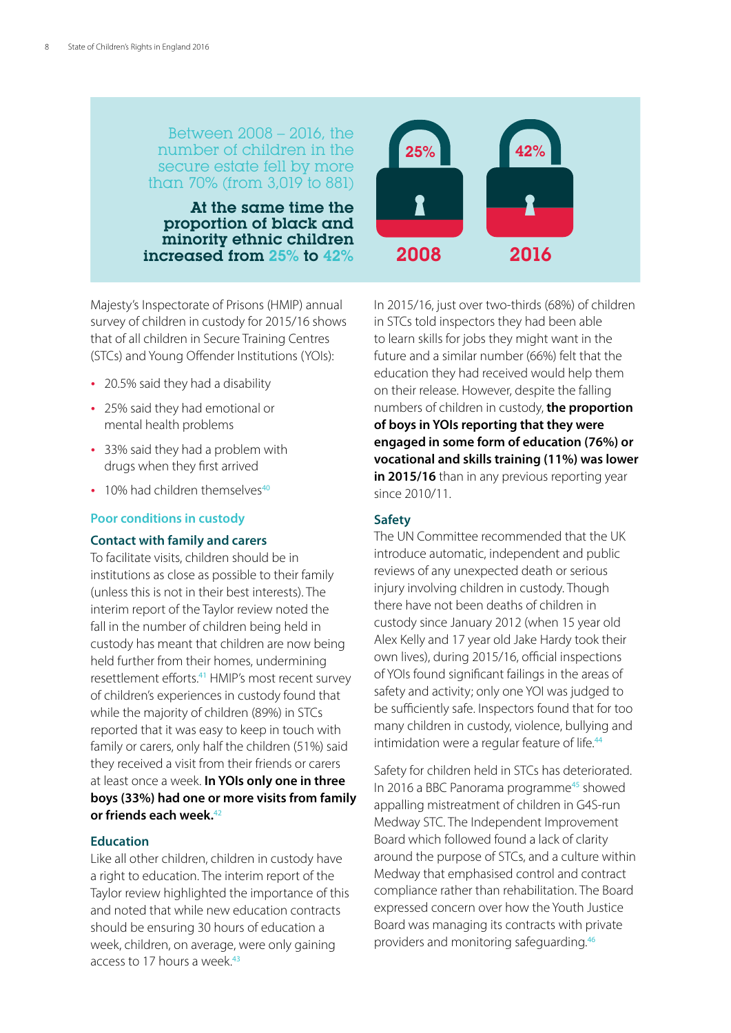Between 2008 – 2016, the number of children in the secure estate fell by more than 70% (from 3,019 to 881)

**At the same time the proportion of black and minority ethnic children increased from 25% to 42%**

25% 2008

42% 2016

Majesty's Inspectorate of Prisons (HMIP) annual survey of children in custody for 2015/16 shows that of all children in Secure Training Centres (STCs) and Young Offender Institutions (YOIs):

- 20.5% said they had a disability
- 25% said they had emotional or mental health problems
- 33% said they had a problem with drugs when they first arrived
- 10% had children themselves[40]

## Poor conditions in custody

### Contact with family and carers

To facilitate visits, children should be in institutions as close as possible to their family (unless this is not in their best interests). The interim report of the Taylor review noted the fall in the number of children being held in custody has meant that children are now being held further from their homes, undermining resettlement efforts.[41] HMIP's most recent survey of children's experiences in custody found that while the majority of children (89%) in STCs reported that it was easy to keep in touch with family or carers, only half the children (51%) said they received a visit from their friends or carers at least once a week. **In YOIs only one in three boys (33%) had one or more visits from family or friends each week.**[42]

### Education

Like all other children, children in custody have a right to education. The interim report of the Taylor review highlighted the importance of this and noted that while new education contracts should be ensuring 30 hours of education a week, children, on average, were only gaining access to 17 hours a week.[43]

In 2015/16, just over two-thirds (68%) of children in STCs told inspectors they had been able to learn skills for jobs they might want in the future and a similar number (66%) felt that the education they had received would help them on their release. However, despite the falling numbers of children in custody, **the proportion of boys in YOIs reporting that they were engaged in some form of education (76%) or vocational and skills training (11%) was lower in 2015/16** than in any previous reporting year since 2010/11.

### Safety

The UN Committee recommended that the UK introduce automatic, independent and public reviews of any unexpected death or serious injury involving children in custody. Though there have not been deaths of children in custody since January 2012 (when 15 year old Alex Kelly and 17 year old Jake Hardy took their own lives), during 2015/16, official inspections of YOIs found significant failings in the areas of safety and activity; only one YOI was judged to be sufficiently safe. Inspectors found that for too many children in custody, violence, bullying and intimidation were a regular feature of life.[44]

Safety for children held in STCs has deteriorated. In 2016 a BBC Panorama programme[45] showed appalling mistreatment of children in G4S-run Medway STC. The Independent Improvement Board which followed found a lack of clarity around the purpose of STCs, and a culture within Medway that emphasised control and contract compliance rather than rehabilitation. The Board expressed concern over how the Youth Justice Board was managing its contracts with private providers and monitoring safeguarding.[46]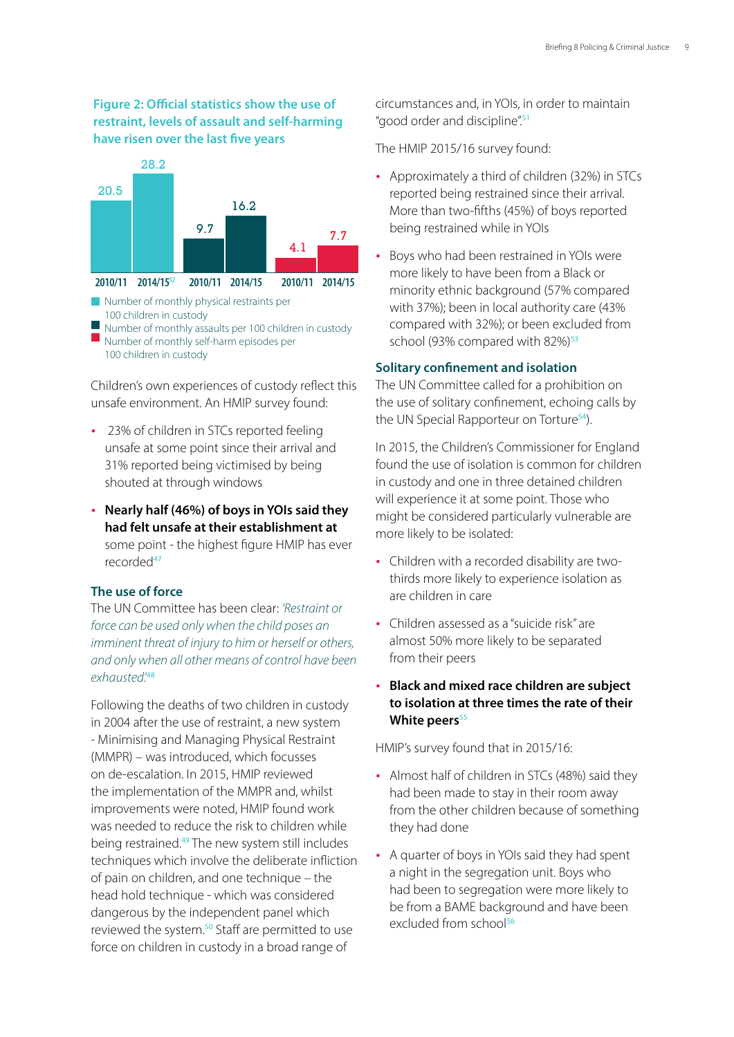**Figure 2: Official statistics show the use of restraint, levels of assault and self-harming have risen over the last five years**

| | 2010/11 | 2014/15[52] |
|---|---|---|
| Number of monthly physical restraints per 100 children in custody | 20.5 | 28.2 |
| Number of monthly assaults per 100 children in custody | 9.7 | 16.2 |
| Number of monthly self-harm episodes per 100 children in custody | 4.1 | 7.7 |

Children's own experiences of custody reflect this unsafe environment. An HMIP survey found:

- 23% of children in STCs reported feeling unsafe at some point since their arrival and 31% reported being victimised by being shouted at through windows
- **Nearly half (46%) of boys in YOIs said they had felt unsafe at their establishment at** some point - the highest figure HMIP has ever recorded[47]

### The use of force

The UN Committee has been clear: *'Restraint or force can be used only when the child poses an imminent threat of injury to him or herself or others, and only when all other means of control have been exhausted.'*[48]

Following the deaths of two children in custody in 2004 after the use of restraint, a new system - Minimising and Managing Physical Restraint (MMPR) – was introduced, which focusses on de-escalation. In 2015, HMIP reviewed the implementation of the MMPR and, whilst improvements were noted, HMIP found work was needed to reduce the risk to children while being restrained.[49] The new system still includes techniques which involve the deliberate infliction of pain on children, and one technique – the head hold technique - which was considered dangerous by the independent panel which reviewed the system.[50] Staff are permitted to use force on children in custody in a broad range of circumstances and, in YOIs, in order to maintain "good order and discipline".[51]

The HMIP 2015/16 survey found:

- Approximately a third of children (32%) in STCs reported being restrained since their arrival. More than two-fifths (45%) of boys reported being restrained while in YOIs
- Boys who had been restrained in YOIs were more likely to have been from a Black or minority ethnic background (57% compared with 37%); been in local authority care (43% compared with 32%); or been excluded from school (93% compared with 82%)[53]

### Solitary confinement and isolation

The UN Committee called for a prohibition on the use of solitary confinement, echoing calls by the UN Special Rapporteur on Torture[54]).

In 2015, the Children's Commissioner for England found the use of isolation is common for children in custody and one in three detained children will experience it at some point. Those who might be considered particularly vulnerable are more likely to be isolated:

- Children with a recorded disability are two-thirds more likely to experience isolation as are children in care
- Children assessed as a "suicide risk" are almost 50% more likely to be separated from their peers
- **Black and mixed race children are subject to isolation at three times the rate of their White peers**[55]

HMIP's survey found that in 2015/16:

- Almost half of children in STCs (48%) said they had been made to stay in their room away from the other children because of something they had done
- A quarter of boys in YOIs said they had spent a night in the segregation unit. Boys who had been to segregation were more likely to be from a BAME background and have been excluded from school[56]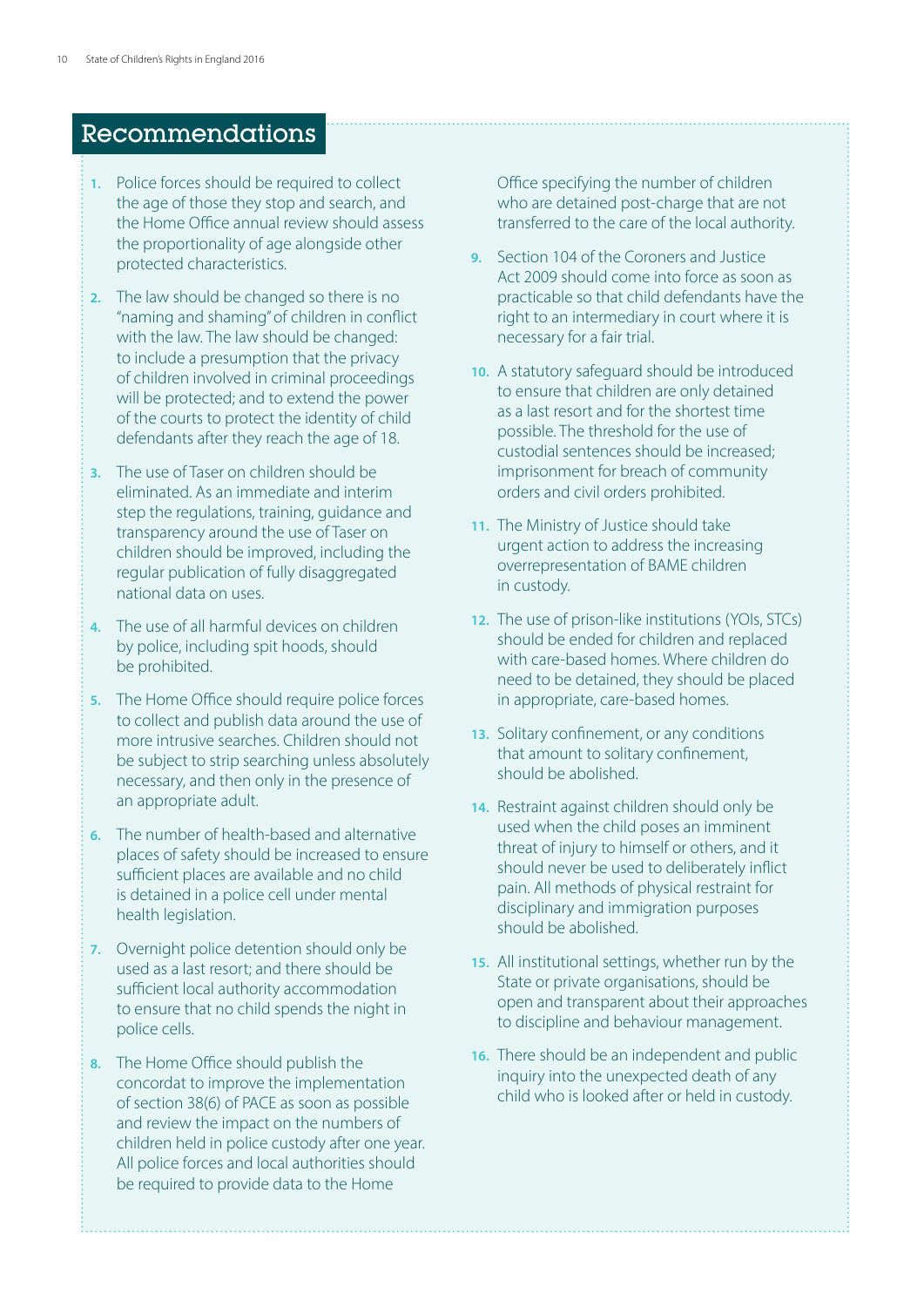## Recommendations

1. Police forces should be required to collect the age of those they stop and search, and the Home Office annual review should assess the proportionality of age alongside other protected characteristics.
2. The law should be changed so there is no "naming and shaming" of children in conflict with the law. The law should be changed: to include a presumption that the privacy of children involved in criminal proceedings will be protected; and to extend the power of the courts to protect the identity of child defendants after they reach the age of 18.
3. The use of Taser on children should be eliminated. As an immediate and interim step the regulations, training, guidance and transparency around the use of Taser on children should be improved, including the regular publication of fully disaggregated national data on uses.
4. The use of all harmful devices on children by police, including spit hoods, should be prohibited.
5. The Home Office should require police forces to collect and publish data around the use of more intrusive searches. Children should not be subject to strip searching unless absolutely necessary, and then only in the presence of an appropriate adult.
6. The number of health-based and alternative places of safety should be increased to ensure sufficient places are available and no child is detained in a police cell under mental health legislation.
7. Overnight police detention should only be used as a last resort; and there should be sufficient local authority accommodation to ensure that no child spends the night in police cells.
8. The Home Office should publish the concordat to improve the implementation of section 38(6) of PACE as soon as possible and review the impact on the numbers of children held in police custody after one year. All police forces and local authorities should be required to provide data to the Home Office specifying the number of children who are detained post-charge that are not transferred to the care of the local authority.
9. Section 104 of the Coroners and Justice Act 2009 should come into force as soon as practicable so that child defendants have the right to an intermediary in court where it is necessary for a fair trial.
10. A statutory safeguard should be introduced to ensure that children are only detained as a last resort and for the shortest time possible. The threshold for the use of custodial sentences should be increased; imprisonment for breach of community orders and civil orders prohibited.
11. The Ministry of Justice should take urgent action to address the increasing overrepresentation of BAME children in custody.
12. The use of prison-like institutions (YOIs, STCs) should be ended for children and replaced with care-based homes. Where children do need to be detained, they should be placed in appropriate, care-based homes.
13. Solitary confinement, or any conditions that amount to solitary confinement, should be abolished.
14. Restraint against children should only be used when the child poses an imminent threat of injury to himself or others, and it should never be used to deliberately inflict pain. All methods of physical restraint for disciplinary and immigration purposes should be abolished.
15. All institutional settings, whether run by the State or private organisations, should be open and transparent about their approaches to discipline and behaviour management.
16. There should be an independent and public inquiry into the unexpected death of any child who is looked after or held in custody.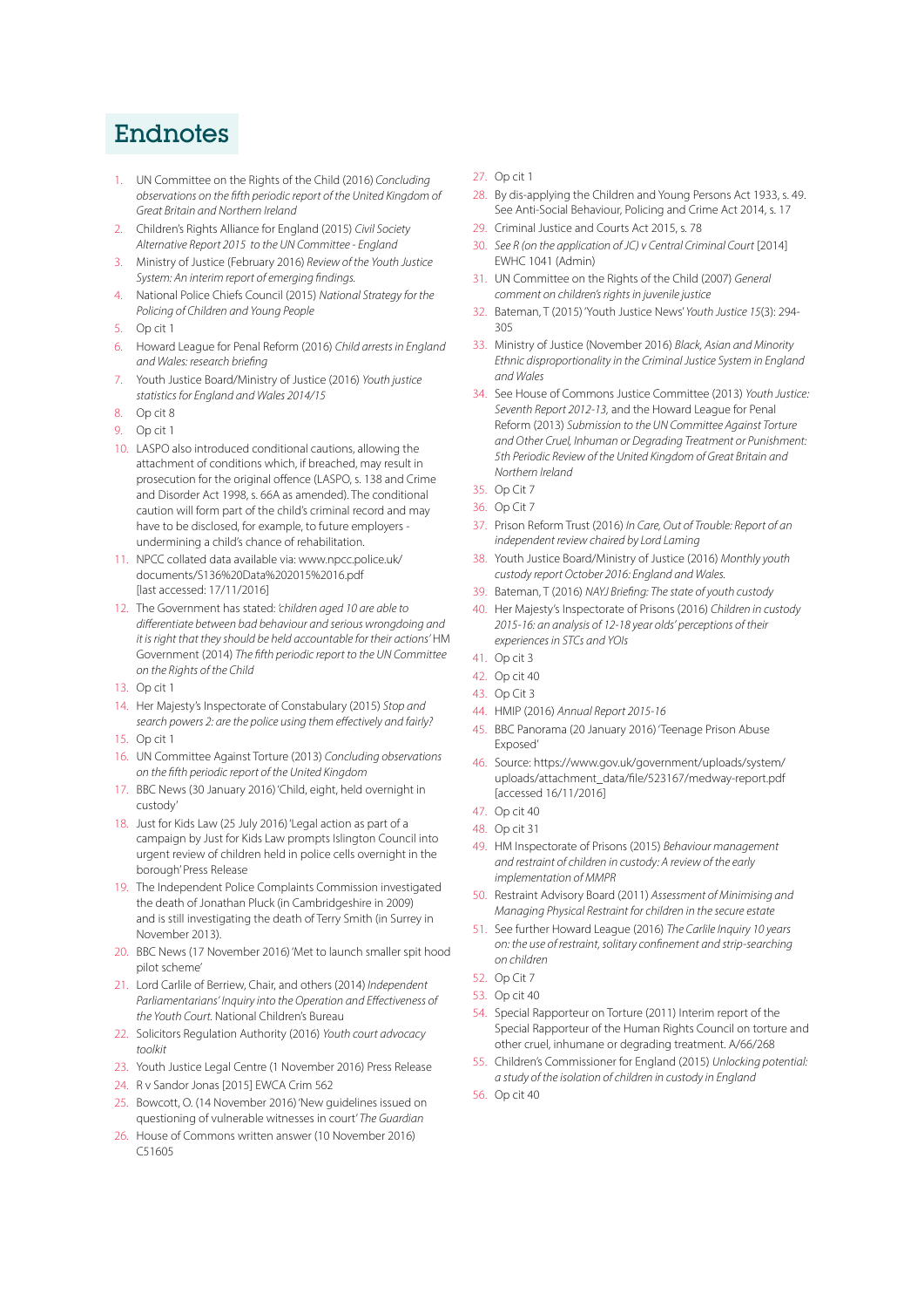# Endnotes

1. UN Committee on the Rights of the Child (2016) *Concluding observations on the fifth periodic report of the United Kingdom of Great Britain and Northern Ireland*
2. Children's Rights Alliance for England (2015) *Civil Society Alternative Report 2015 to the UN Committee - England*
3. Ministry of Justice (February 2016) *Review of the Youth Justice System: An interim report of emerging findings.*
4. National Police Chiefs Council (2015) *National Strategy for the Policing of Children and Young People*
5. Op cit 1
6. Howard League for Penal Reform (2016) *Child arrests in England and Wales: research briefing*
7. Youth Justice Board/Ministry of Justice (2016) *Youth justice statistics for England and Wales 2014/15*
8. Op cit 8
9. Op cit 1
10. LASPO also introduced conditional cautions, allowing the attachment of conditions which, if breached, may result in prosecution for the original offence (LASPO, s. 138 and Crime and Disorder Act 1998, s. 66A as amended). The conditional caution will form part of the child's criminal record and may have to be disclosed, for example, to future employers - undermining a child's chance of rehabilitation.
11. NPCC collated data available via: www.npcc.police.uk/documents/S136%20Data%202015%2016.pdf [last accessed: 17/11/2016]
12. The Government has stated: *'children aged 10 are able to differentiate between bad behaviour and serious wrongdoing and it is right that they should be held accountable for their actions'* HM Government (2014) *The fifth periodic report to the UN Committee on the Rights of the Child*
13. Op cit 1
14. Her Majesty's Inspectorate of Constabulary (2015) *Stop and search powers 2: are the police using them effectively and fairly?*
15. Op cit 1
16. UN Committee Against Torture (2013) *Concluding observations on the fifth periodic report of the United Kingdom*
17. BBC News (30 January 2016) 'Child, eight, held overnight in custody'
18. Just for Kids Law (25 July 2016) 'Legal action as part of a campaign by Just for Kids Law prompts Islington Council into urgent review of children held in police cells overnight in the borough' Press Release
19. The Independent Police Complaints Commission investigated the death of Jonathan Pluck (in Cambridgeshire in 2009) and is still investigating the death of Terry Smith (in Surrey in November 2013).
20. BBC News (17 November 2016) 'Met to launch smaller spit hood pilot scheme'
21. Lord Carlile of Berriew, Chair, and others (2014) *Independent Parliamentarians' Inquiry into the Operation and Effectiveness of the Youth Court.* National Children's Bureau
22. Solicitors Regulation Authority (2016) *Youth court advocacy toolkit*
23. Youth Justice Legal Centre (1 November 2016) Press Release
24. R v Sandor Jonas [2015] EWCA Crim 562
25. Bowcott, O. (14 November 2016) 'New guidelines issued on questioning of vulnerable witnesses in court' *The Guardian*
26. House of Commons written answer (10 November 2016) C51605
27. Op cit 1
28. By dis-applying the Children and Young Persons Act 1933, s. 49. See Anti-Social Behaviour, Policing and Crime Act 2014, s. 17
29. Criminal Justice and Courts Act 2015, s. 78
30. *See R (on the application of JC) v Central Criminal Court* [2014] EWHC 1041 (Admin)
31. UN Committee on the Rights of the Child (2007) *General comment on children's rights in juvenile justice*
32. Bateman, T (2015) 'Youth Justice News' *Youth Justice 15*(3): 294-305
33. Ministry of Justice (November 2016) *Black, Asian and Minority Ethnic disproportionality in the Criminal Justice System in England and Wales*
34. See House of Commons Justice Committee (2013) *Youth Justice: Seventh Report 2012-13,* and the Howard League for Penal Reform (2013) *Submission to the UN Committee Against Torture and Other Cruel, Inhuman or Degrading Treatment or Punishment: 5th Periodic Review of the United Kingdom of Great Britain and Northern Ireland*
35. Op Cit 7
36. Op Cit 7
37. Prison Reform Trust (2016) *In Care, Out of Trouble: Report of an independent review chaired by Lord Laming*
38. Youth Justice Board/Ministry of Justice (2016) *Monthly youth custody report October 2016: England and Wales.*
39. Bateman, T (2016) *NAYJ Briefing: The state of youth custody*
40. Her Majesty's Inspectorate of Prisons (2016) *Children in custody 2015-16: an analysis of 12-18 year olds' perceptions of their experiences in STCs and YOIs*
41. Op cit 3
42. Op cit 40
43. Op Cit 3
44. HMIP (2016) *Annual Report 2015-16*
45. BBC Panorama (20 January 2016) 'Teenage Prison Abuse Exposed'
46. Source: https://www.gov.uk/government/uploads/system/uploads/attachment_data/file/523167/medway-report.pdf [accessed 16/11/2016]
47. Op cit 40
48. Op cit 31
49. HM Inspectorate of Prisons (2015) *Behaviour management and restraint of children in custody: A review of the early implementation of MMPR*
50. Restraint Advisory Board (2011) *Assessment of Minimising and Managing Physical Restraint for children in the secure estate*
51. See further Howard League (2016) *The Carlile Inquiry 10 years on: the use of restraint, solitary confinement and strip-searching on children*
52. Op Cit 7
53. Op cit 40
54. Special Rapporteur on Torture (2011) Interim report of the Special Rapporteur of the Human Rights Council on torture and other cruel, inhumane or degrading treatment. A/66/268
55. Children's Commissioner for England (2015) *Unlocking potential: a study of the isolation of children in custody in England*
56. Op cit 40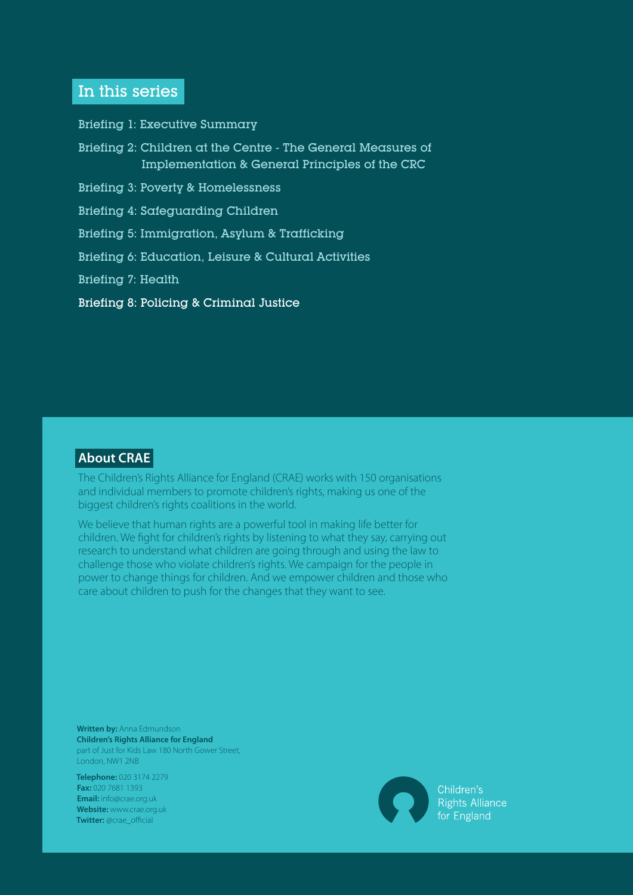## In this series

Briefing 1: Executive Summary

Briefing 2: Children at the Centre - The General Measures of Implementation & General Principles of the CRC

Briefing 3: Poverty & Homelessness

Briefing 4: Safeguarding Children

Briefing 5: Immigration, Asylum & Trafficking

Briefing 6: Education, Leisure & Cultural Activities

Briefing 7: Health

Briefing 8: Policing & Criminal Justice

## About CRAE

The Children's Rights Alliance for England (CRAE) works with 150 organisations and individual members to promote children's rights, making us one of the biggest children's rights coalitions in the world.

We believe that human rights are a powerful tool in making life better for children. We fight for children's rights by listening to what they say, carrying out research to understand what children are going through and using the law to challenge those who violate children's rights. We campaign for the people in power to change things for children. And we empower children and those who care about children to push for the changes that they want to see.

**Written by:** Anna Edmundson
**Children's Rights Alliance for England**
part of Just for Kids Law 180 North Gower Street, London, NW1 2NB

**Telephone:** 020 3174 2279
**Fax:** 020 7681 1393
**Email:** info@crae.org.uk
**Website:** www.crae.org.uk
**Twitter:** @crae_official

Children's Rights Alliance for England